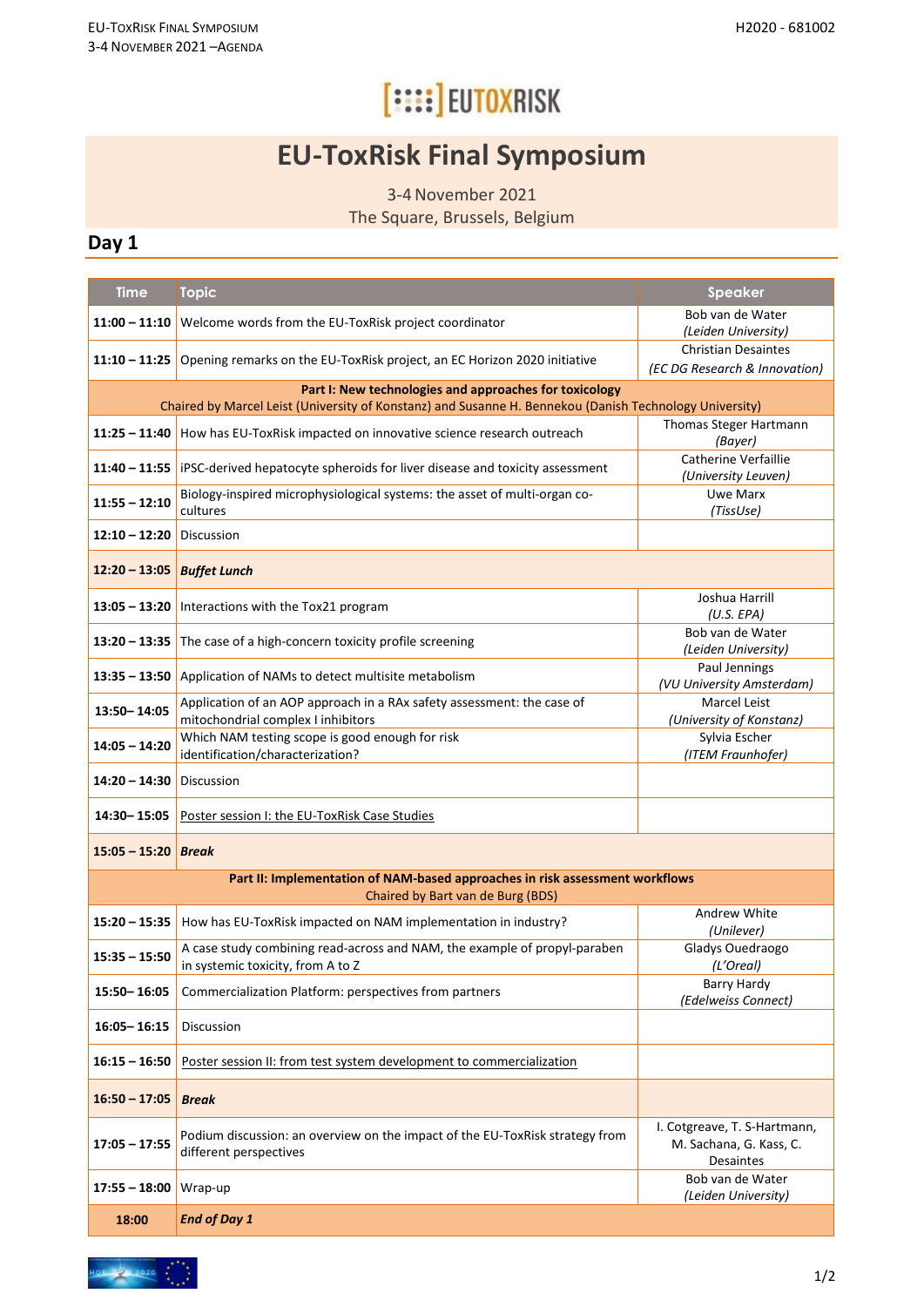# EU-ToxRisk Final Symposium

3-4 November 2021
The Square, Brussels, Belgium

## Day 1

| Time | Topic | Speaker |
|---|---|---|
| **11:00 – 11:10** | Welcome words from the EU-ToxRisk project coordinator | Bob van de Water *(Leiden University)* |
| **11:10 – 11:25** | Opening remarks on the EU-ToxRisk project, an EC Horizon 2020 initiative | Christian Desaintes *(EC DG Research & Innovation)* |
| | **Part I: New technologies and approaches for toxicology** Chaired by Marcel Leist (University of Konstanz) and Susanne H. Bennekou (Danish Technology University) | |
| **11:25 – 11:40** | How has EU-ToxRisk impacted on innovative science research outreach | Thomas Steger Hartmann *(Bayer)* |
| **11:40 – 11:55** | iPSC-derived hepatocyte spheroids for liver disease and toxicity assessment | Catherine Verfaillie *(University Leuven)* |
| **11:55 – 12:10** | Biology-inspired microphysiological systems: the asset of multi-organ co-cultures | Uwe Marx *(TissUse)* |
| **12:10 – 12:20** | Discussion | |
| **12:20 – 13:05** | ***Buffet Lunch*** | |
| **13:05 – 13:20** | Interactions with the Tox21 program | Joshua Harrill *(U.S. EPA)* |
| **13:20 – 13:35** | The case of a high-concern toxicity profile screening | Bob van de Water *(Leiden University)* |
| **13:35 – 13:50** | Application of NAMs to detect multisite metabolism | Paul Jennings *(VU University Amsterdam)* |
| **13:50– 14:05** | Application of an AOP approach in a RAx safety assessment: the case of mitochondrial complex I inhibitors | Marcel Leist *(University of Konstanz)* |
| **14:05 – 14:20** | Which NAM testing scope is good enough for risk identification/characterization? | Sylvia Escher *(ITEM Fraunhofer)* |
| **14:20 – 14:30** | Discussion | |
| **14:30– 15:05** | Poster session I: the EU-ToxRisk Case Studies | |
| **15:05 – 15:20** | ***Break*** | |
| | **Part II: Implementation of NAM-based approaches in risk assessment workflows** Chaired by Bart van de Burg (BDS) | |
| **15:20 – 15:35** | How has EU-ToxRisk impacted on NAM implementation in industry? | Andrew White *(Unilever)* |
| **15:35 – 15:50** | A case study combining read-across and NAM, the example of propyl-paraben in systemic toxicity, from A to Z | Gladys Ouedraogo *(L'Oreal)* |
| **15:50– 16:05** | Commercialization Platform: perspectives from partners | Barry Hardy *(Edelweiss Connect)* |
| **16:05– 16:15** | Discussion | |
| **16:15 – 16:50** | Poster session II: from test system development to commercialization | |
| **16:50 – 17:05** | ***Break*** | |
| **17:05 – 17:55** | Podium discussion: an overview on the impact of the EU-ToxRisk strategy from different perspectives | I. Cotgreave, T. S-Hartmann, M. Sachana, G. Kass, C. Desaintes |
| **17:55 – 18:00** | Wrap-up | Bob van de Water *(Leiden University)* |
| **18:00** | ***End of Day 1*** | |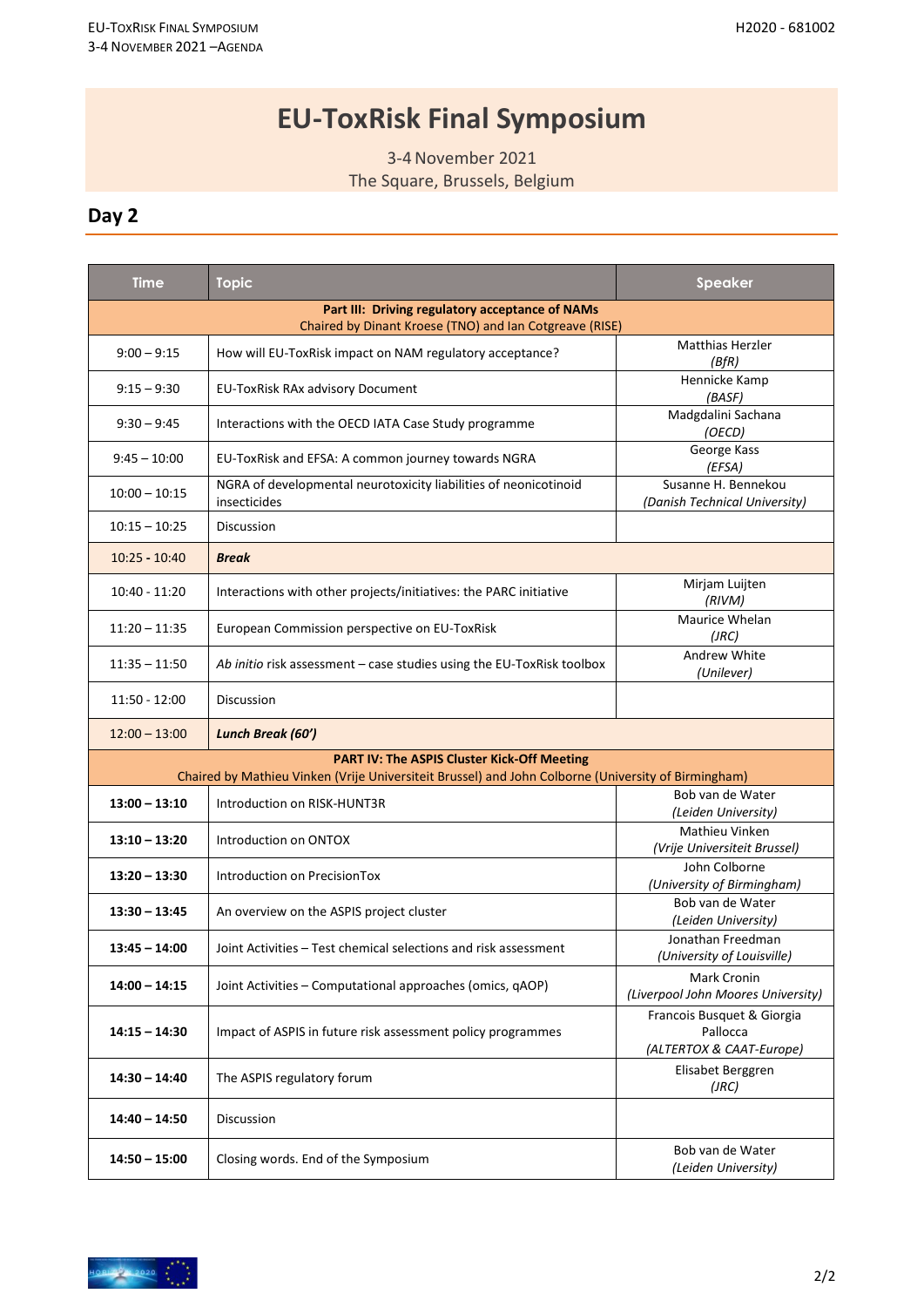# EU-ToxRisk Final Symposium

3-4 November 2021
The Square, Brussels, Belgium

## Day 2

| Time | Topic | Speaker |
|---|---|---|
| **Part III: Driving regulatory acceptance of NAMs** Chaired by Dinant Kroese (TNO) and Ian Cotgreave (RISE) | | |
| 9:00 – 9:15 | How will EU-ToxRisk impact on NAM regulatory acceptance? | Matthias Herzler *(BfR)* |
| 9:15 – 9:30 | EU-ToxRisk RAx advisory Document | Hennicke Kamp *(BASF)* |
| 9:30 – 9:45 | Interactions with the OECD IATA Case Study programme | Madgdalini Sachana *(OECD)* |
| 9:45 – 10:00 | EU-ToxRisk and EFSA: A common journey towards NGRA | George Kass *(EFSA)* |
| 10:00 – 10:15 | NGRA of developmental neurotoxicity liabilities of neonicotinoid insecticides | Susanne H. Bennekou *(Danish Technical University)* |
| 10:15 – 10:25 | Discussion | |
| 10:25 - 10:40 | ***Break*** | |
| 10:40 - 11:20 | Interactions with other projects/initiatives: the PARC initiative | Mirjam Luijten *(RIVM)* |
| 11:20 – 11:35 | European Commission perspective on EU-ToxRisk | Maurice Whelan *(JRC)* |
| 11:35 – 11:50 | *Ab initio* risk assessment – case studies using the EU-ToxRisk toolbox | Andrew White *(Unilever)* |
| 11:50 - 12:00 | Discussion | |
| 12:00 – 13:00 | ***Lunch Break (60')*** | |
| **PART IV: The ASPIS Cluster Kick-Off Meeting** Chaired by Mathieu Vinken (Vrije Universiteit Brussel) and John Colborne (University of Birmingham) | | |
| **13:00 – 13:10** | Introduction on RISK-HUNT3R | Bob van de Water *(Leiden University)* |
| **13:10 – 13:20** | Introduction on ONTOX | Mathieu Vinken *(Vrije Universiteit Brussel)* |
| **13:20 – 13:30** | Introduction on PrecisionTox | John Colborne *(University of Birmingham)* |
| **13:30 – 13:45** | An overview on the ASPIS project cluster | Bob van de Water *(Leiden University)* |
| **13:45 – 14:00** | Joint Activities – Test chemical selections and risk assessment | Jonathan Freedman *(University of Louisville)* |
| **14:00 – 14:15** | Joint Activities – Computational approaches (omics, qAOP) | Mark Cronin *(Liverpool John Moores University)* |
| **14:15 – 14:30** | Impact of ASPIS in future risk assessment policy programmes | Francois Busquet & Giorgia Pallocca *(ALTERTOX & CAAT-Europe)* |
| **14:30 – 14:40** | The ASPIS regulatory forum | Elisabet Berggren *(JRC)* |
| **14:40 – 14:50** | Discussion | |
| **14:50 – 15:00** | Closing words. End of the Symposium | Bob van de Water *(Leiden University)* |